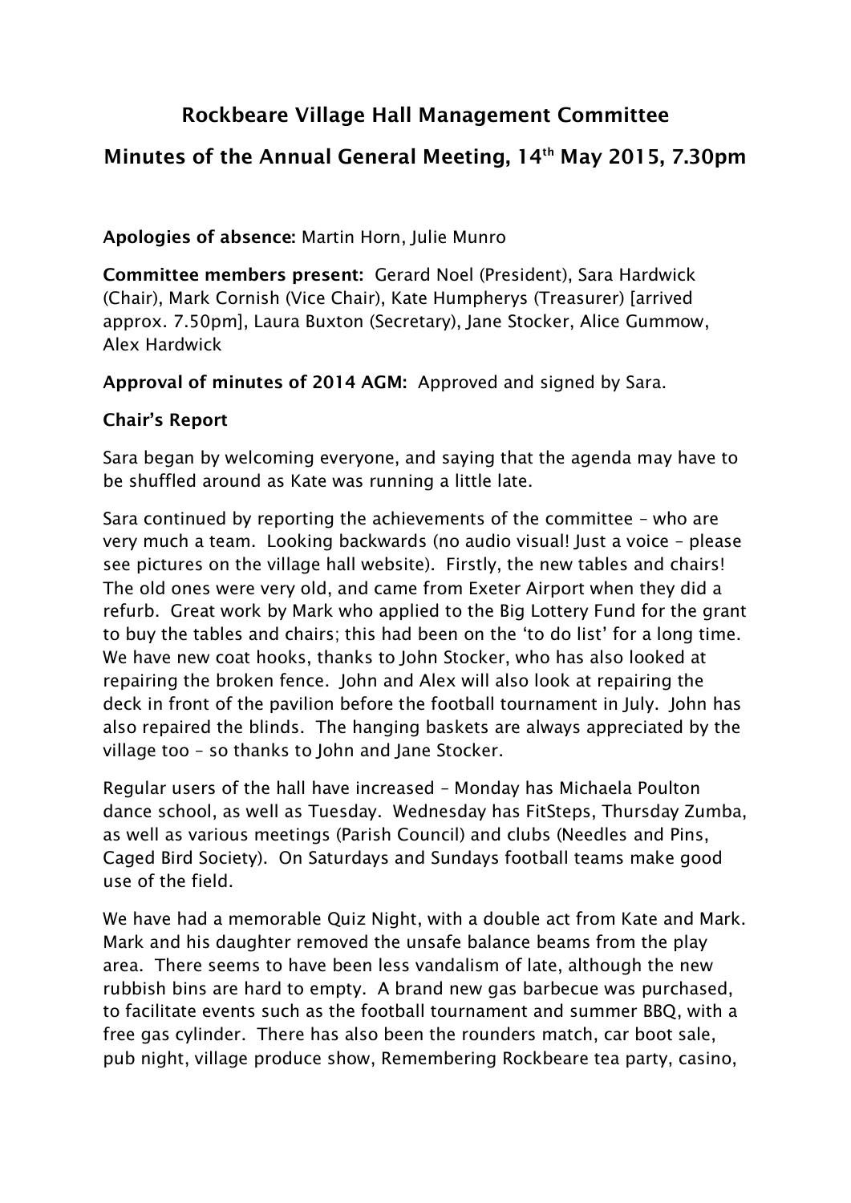# Rockbeare Village Hall Management Committee

## Minutes of the Annual General Meeting, 14th May 2015, 7.30pm

**Apologies of absence:** Martin Horn, Julie Munro

**Committee members present:** Gerard Noel (President), Sara Hardwick (Chair), Mark Cornish (Vice Chair), Kate Humpherys (Treasurer) [arrived approx. 7.50pm], Laura Buxton (Secretary), Jane Stocker, Alice Gummow, Alex Hardwick

**Approval of minutes of 2014 AGM:** Approved and signed by Sara.

**Chair's Report**

Sara began by welcoming everyone, and saying that the agenda may have to be shuffled around as Kate was running a little late.

Sara continued by reporting the achievements of the committee – who are very much a team. Looking backwards (no audio visual! Just a voice – please see pictures on the village hall website). Firstly, the new tables and chairs! The old ones were very old, and came from Exeter Airport when they did a refurb. Great work by Mark who applied to the Big Lottery Fund for the grant to buy the tables and chairs; this had been on the 'to do list' for a long time. We have new coat hooks, thanks to John Stocker, who has also looked at repairing the broken fence. John and Alex will also look at repairing the deck in front of the pavilion before the football tournament in July. John has also repaired the blinds. The hanging baskets are always appreciated by the village too – so thanks to John and Jane Stocker.

Regular users of the hall have increased – Monday has Michaela Poulton dance school, as well as Tuesday. Wednesday has FitSteps, Thursday Zumba, as well as various meetings (Parish Council) and clubs (Needles and Pins, Caged Bird Society). On Saturdays and Sundays football teams make good use of the field.

We have had a memorable Quiz Night, with a double act from Kate and Mark. Mark and his daughter removed the unsafe balance beams from the play area. There seems to have been less vandalism of late, although the new rubbish bins are hard to empty. A brand new gas barbecue was purchased, to facilitate events such as the football tournament and summer BBQ, with a free gas cylinder. There has also been the rounders match, car boot sale, pub night, village produce show, Remembering Rockbeare tea party, casino,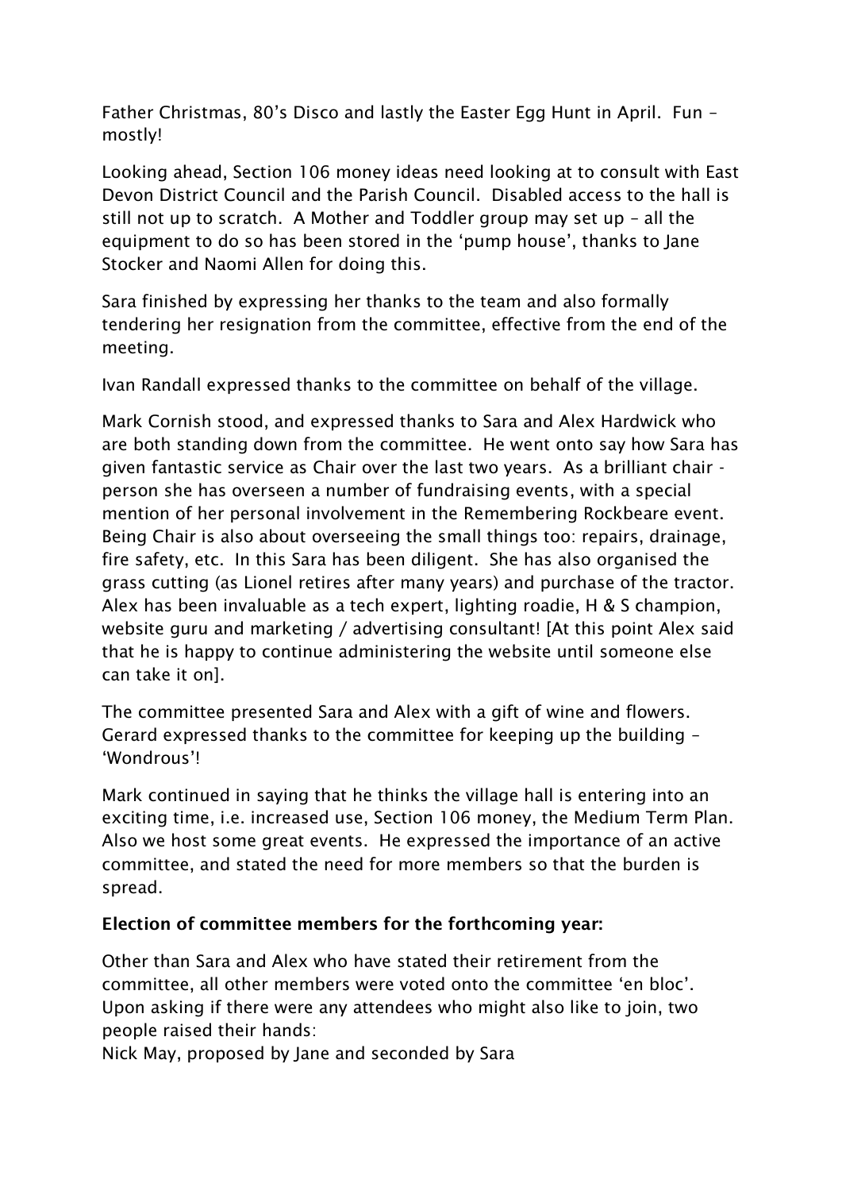Father Christmas, 80's Disco and lastly the Easter Egg Hunt in April. Fun – mostly!

Looking ahead, Section 106 money ideas need looking at to consult with East Devon District Council and the Parish Council. Disabled access to the hall is still not up to scratch. A Mother and Toddler group may set up – all the equipment to do so has been stored in the 'pump house', thanks to Jane Stocker and Naomi Allen for doing this.

Sara finished by expressing her thanks to the team and also formally tendering her resignation from the committee, effective from the end of the meeting.

Ivan Randall expressed thanks to the committee on behalf of the village.

Mark Cornish stood, and expressed thanks to Sara and Alex Hardwick who are both standing down from the committee. He went onto say how Sara has given fantastic service as Chair over the last two years. As a brilliant chair - person she has overseen a number of fundraising events, with a special mention of her personal involvement in the Remembering Rockbeare event. Being Chair is also about overseeing the small things too: repairs, drainage, fire safety, etc. In this Sara has been diligent. She has also organised the grass cutting (as Lionel retires after many years) and purchase of the tractor. Alex has been invaluable as a tech expert, lighting roadie, H & S champion, website guru and marketing / advertising consultant! [At this point Alex said that he is happy to continue administering the website until someone else can take it on].

The committee presented Sara and Alex with a gift of wine and flowers. Gerard expressed thanks to the committee for keeping up the building – 'Wondrous'!

Mark continued in saying that he thinks the village hall is entering into an exciting time, i.e. increased use, Section 106 money, the Medium Term Plan. Also we host some great events. He expressed the importance of an active committee, and stated the need for more members so that the burden is spread.

**Election of committee members for the forthcoming year:**

Other than Sara and Alex who have stated their retirement from the committee, all other members were voted onto the committee 'en bloc'. Upon asking if there were any attendees who might also like to join, two people raised their hands:
Nick May, proposed by Jane and seconded by Sara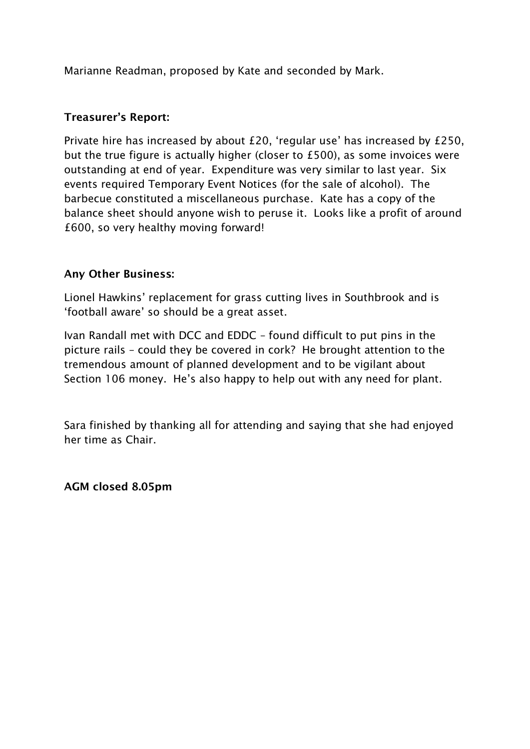Marianne Readman, proposed by Kate and seconded by Mark.

**Treasurer's Report:**

Private hire has increased by about £20, 'regular use' has increased by £250, but the true figure is actually higher (closer to £500), as some invoices were outstanding at end of year. Expenditure was very similar to last year. Six events required Temporary Event Notices (for the sale of alcohol). The barbecue constituted a miscellaneous purchase. Kate has a copy of the balance sheet should anyone wish to peruse it. Looks like a profit of around £600, so very healthy moving forward!

**Any Other Business:**

Lionel Hawkins' replacement for grass cutting lives in Southbrook and is 'football aware' so should be a great asset.

Ivan Randall met with DCC and EDDC – found difficult to put pins in the picture rails – could they be covered in cork? He brought attention to the tremendous amount of planned development and to be vigilant about Section 106 money. He's also happy to help out with any need for plant.

Sara finished by thanking all for attending and saying that she had enjoyed her time as Chair.

**AGM closed 8.05pm**